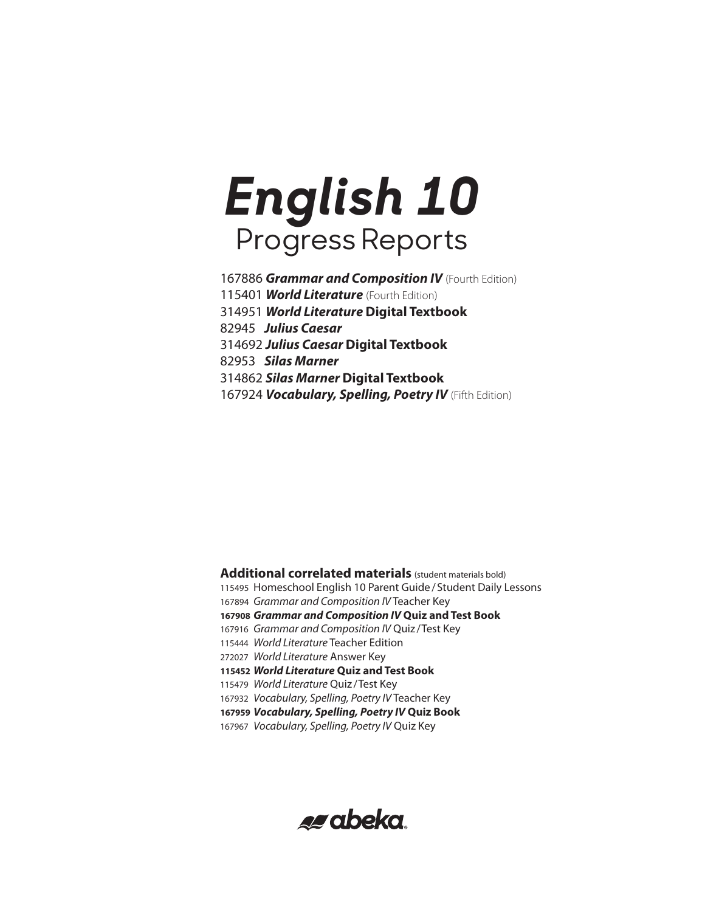# *English 10*
## Progress Reports

167886 ***Grammar and Composition IV*** (Fourth Edition)
115401 ***World Literature*** (Fourth Edition)
314951 ***World Literature* Digital Textbook**
82945 ***Julius Caesar***
314692 ***Julius Caesar* Digital Textbook**
82953 ***Silas Marner***
314862 ***Silas Marner* Digital Textbook**
167924 ***Vocabulary, Spelling, Poetry IV*** (Fifth Edition)

**Additional correlated materials** (student materials bold)
115495 Homeschool English 10 Parent Guide / Student Daily Lessons
167894 *Grammar and Composition IV* Teacher Key
**167908 *Grammar and Composition IV* Quiz and Test Book**
167916 *Grammar and Composition IV* Quiz / Test Key
115444 *World Literature* Teacher Edition
272027 *World Literature* Answer Key
**115452 *World Literature* Quiz and Test Book**
115479 *World Literature* Quiz / Test Key
167932 *Vocabulary, Spelling, Poetry IV* Teacher Key
**167959 *Vocabulary, Spelling, Poetry IV* Quiz Book**
167967 *Vocabulary, Spelling, Poetry IV* Quiz Key

abeka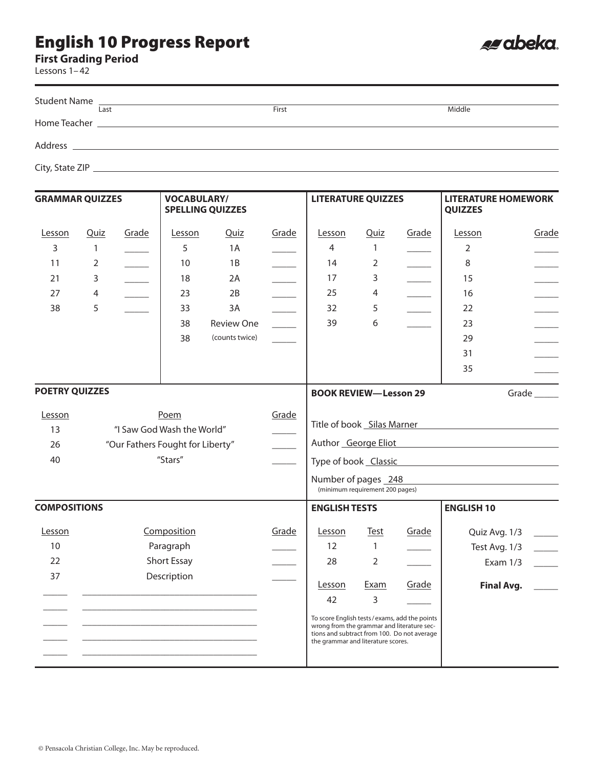# English 10 Progress Report

**First Grading Period**
Lessons 1–42

Student Name ______________________________
Last First Middle

Home Teacher ______________________________

Address ______________________________

City, State ZIP ______________________________

## GRAMMAR QUIZZES

| Lesson | Quiz | Grade |
|---|---|---|
| 3 | 1 | _____ |
| 11 | 2 | _____ |
| 21 | 3 | _____ |
| 27 | 4 | _____ |
| 38 | 5 | _____ |

## VOCABULARY/SPELLING QUIZZES

| Lesson | Quiz | Grade |
|---|---|---|
| 5 | 1A | _____ |
| 10 | 1B | _____ |
| 18 | 2A | _____ |
| 23 | 2B | _____ |
| 33 | 3A | _____ |
| 38 | Review One | _____ |
| 38 | (counts twice) | _____ |

## LITERATURE QUIZZES

| Lesson | Quiz | Grade |
|---|---|---|
| 4 | 1 | _____ |
| 14 | 2 | _____ |
| 17 | 3 | _____ |
| 25 | 4 | _____ |
| 32 | 5 | _____ |
| 39 | 6 | _____ |

## LITERATURE HOMEWORK QUIZZES

| Lesson | Grade |
|---|---|
| 2 | _____ |
| 8 | _____ |
| 15 | _____ |
| 16 | _____ |
| 22 | _____ |
| 23 | _____ |
| 29 | _____ |
| 31 | _____ |
| 35 | _____ |

## POETRY QUIZZES

| Lesson | Poem | Grade |
|---|---|---|
| 13 | "I Saw God Wash the World" | _____ |
| 26 | "Our Fathers Fought for Liberty" | _____ |
| 40 | "Stars" | _____ |

## BOOK REVIEW—Lesson 29

Grade _____

Title of book Silas Marner

Author George Eliot

Type of book Classic

Number of pages 248
(minimum requirement 200 pages)

## COMPOSITIONS

| Lesson | Composition | Grade |
|---|---|---|
| 10 | Paragraph | _____ |
| 22 | Short Essay | _____ |
| 37 | Description | _____ |
| _____ | ______________________________ | |
| _____ | ______________________________ | |
| _____ | ______________________________ | |
| _____ | ______________________________ | |
| _____ | ______________________________ | |

## ENGLISH TESTS

| Lesson | Test | Grade |
|---|---|---|
| 12 | 1 | _____ |
| 28 | 2 | _____ |

| Lesson | Exam | Grade |
|---|---|---|
| 42 | 3 | _____ |

To score English tests/exams, add the points wrong from the grammar and literature sections and subtract from 100. Do not average the grammar and literature scores.

## ENGLISH 10

| | |
|---|---|
| Quiz Avg. 1/3 | _____ |
| Test Avg. 1/3 | _____ |
| Exam 1/3 | _____ |
| **Final Avg.** | _____ |

© Pensacola Christian College, Inc. May be reproduced.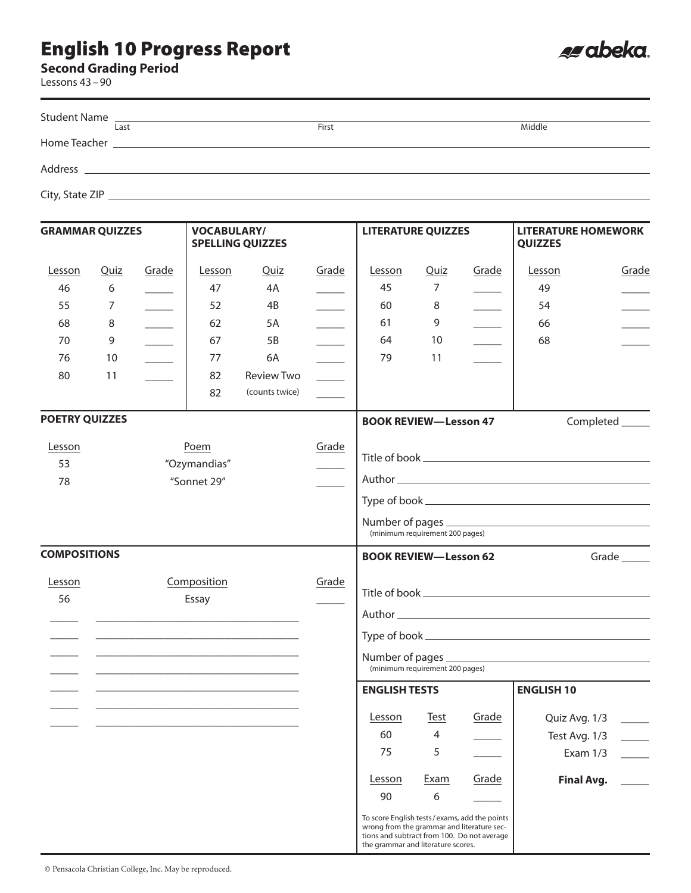# English 10 Progress Report

**Second Grading Period**
Lessons 43 – 90

abeka

Student Name ______________________________
Last First Middle

Home Teacher ______________________________

Address ______________________________

City, State ZIP ______________________________

### GRAMMAR QUIZZES

| Lesson | Quiz | Grade |
|---|---|---|
| 46 | 6 | _____ |
| 55 | 7 | _____ |
| 68 | 8 | _____ |
| 70 | 9 | _____ |
| 76 | 10 | _____ |
| 80 | 11 | _____ |

### VOCABULARY/ SPELLING QUIZZES

| Lesson | Quiz | Grade |
|---|---|---|
| 47 | 4A | _____ |
| 52 | 4B | _____ |
| 62 | 5A | _____ |
| 67 | 5B | _____ |
| 77 | 6A | _____ |
| 82 | Review Two | _____ |
| 82 | (counts twice) | _____ |

### LITERATURE QUIZZES

| Lesson | Quiz | Grade |
|---|---|---|
| 45 | 7 | _____ |
| 60 | 8 | _____ |
| 61 | 9 | _____ |
| 64 | 10 | _____ |
| 79 | 11 | _____ |

### LITERATURE HOMEWORK QUIZZES

| Lesson | Grade |
|---|---|
| 49 | _____ |
| 54 | _____ |
| 66 | _____ |
| 68 | _____ |

### POETRY QUIZZES

| Lesson | Poem | Grade |
|---|---|---|
| 53 | "Ozymandias" | _____ |
| 78 | "Sonnet 29" | _____ |

### BOOK REVIEW—Lesson 47

Completed _____

Title of book ______________________________

Author ______________________________

Type of book ______________________________

Number of pages ______________________________
(minimum requirement 200 pages)

### COMPOSITIONS

| Lesson | Composition | Grade |
|---|---|---|
| 56 | Essay | _____ |
| _____ | ______________________________ | |
| _____ | ______________________________ | |
| _____ | ______________________________ | |
| _____ | ______________________________ | |
| _____ | ______________________________ | |
| _____ | ______________________________ | |
| _____ | ______________________________ | |

### BOOK REVIEW—Lesson 62

Grade _____

Title of book ______________________________

Author ______________________________

Type of book ______________________________

Number of pages ______________________________
(minimum requirement 200 pages)

### ENGLISH TESTS

| Lesson | Test | Grade |
|---|---|---|
| 60 | 4 | _____ |
| 75 | 5 | _____ |

| Lesson | Exam | Grade |
|---|---|---|
| 90 | 6 | _____ |

To score English tests / exams, add the points wrong from the grammar and literature sections and subtract from 100. Do not average the grammar and literature scores.

### ENGLISH 10

| | |
|---|---|
| Quiz Avg. 1/3 | _____ |
| Test Avg. 1/3 | _____ |
| Exam 1/3 | _____ |
| **Final Avg.** | _____ |

© Pensacola Christian College, Inc. May be reproduced.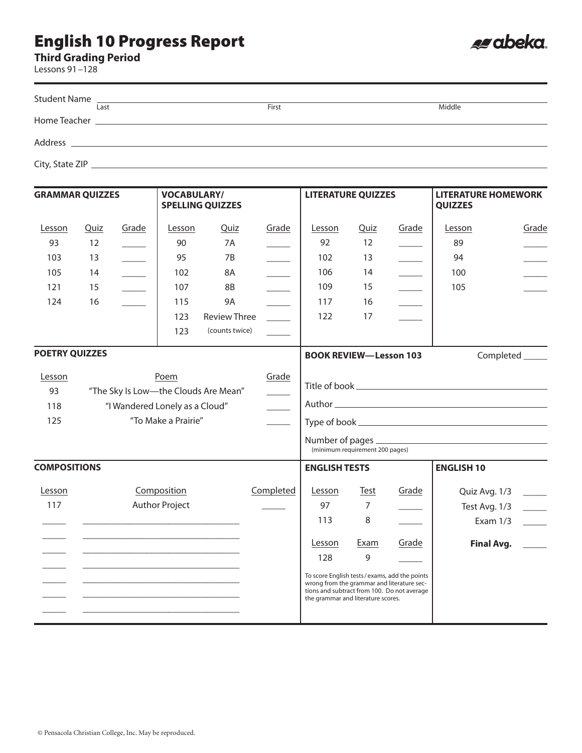# English 10 Progress Report

**Third Grading Period**

Lessons 91 –128

abeka

Student Name ______________________________________________
Last First Middle

Home Teacher ______________________________________________

Address ______________________________________________

City, State ZIP ______________________________________________

## GRAMMAR QUIZZES

| Lesson | Quiz | Grade |
|---|---|---|
| 93 | 12 | _____ |
| 103 | 13 | _____ |
| 105 | 14 | _____ |
| 121 | 15 | _____ |
| 124 | 16 | _____ |

## VOCABULARY/ SPELLING QUIZZES

| Lesson | Quiz | Grade |
|---|---|---|
| 90 | 7A | _____ |
| 95 | 7B | _____ |
| 102 | 8A | _____ |
| 107 | 8B | _____ |
| 115 | 9A | _____ |
| 123 | Review Three | _____ |
| 123 | (counts twice) | _____ |

## LITERATURE QUIZZES

| Lesson | Quiz | Grade |
|---|---|---|
| 92 | 12 | _____ |
| 102 | 13 | _____ |
| 106 | 14 | _____ |
| 109 | 15 | _____ |
| 117 | 16 | _____ |
| 122 | 17 | _____ |

## LITERATURE HOMEWORK QUIZZES

| Lesson | Grade |
|---|---|
| 89 | _____ |
| 94 | _____ |
| 100 | _____ |
| 105 | _____ |

## POETRY QUIZZES

| Lesson | Poem | Grade |
|---|---|---|
| 93 | "The Sky Is Low—the Clouds Are Mean" | _____ |
| 118 | "I Wandered Lonely as a Cloud" | _____ |
| 125 | "To Make a Prairie" | _____ |

## BOOK REVIEW—Lesson 103

Completed _____

Title of book ______________________________

Author ______________________________

Type of book ______________________________

Number of pages ______________________________
(minimum requirement 200 pages)

## COMPOSITIONS

| Lesson | Composition | Completed |
|---|---|---|
| 117 | Author Project | _____ |
| _____ | ______________________________ | |
| _____ | ______________________________ | |
| _____ | ______________________________ | |
| _____ | ______________________________ | |
| _____ | ______________________________ | |
| _____ | ______________________________ | |
| _____ | ______________________________ | |

## ENGLISH TESTS

| Lesson | Test | Grade |
|---|---|---|
| 97 | 7 | _____ |
| 113 | 8 | _____ |

| Lesson | Exam | Grade |
|---|---|---|
| 128 | 9 | _____ |

To score English tests / exams, add the points wrong from the grammar and literature sections and subtract from 100. Do not average the grammar and literature scores.

## ENGLISH 10

| | |
|---|---|
| Quiz Avg. 1/3 | _____ |
| Test Avg. 1/3 | _____ |
| Exam 1/3 | _____ |
| **Final Avg.** | _____ |

© Pensacola Christian College, Inc. May be reproduced.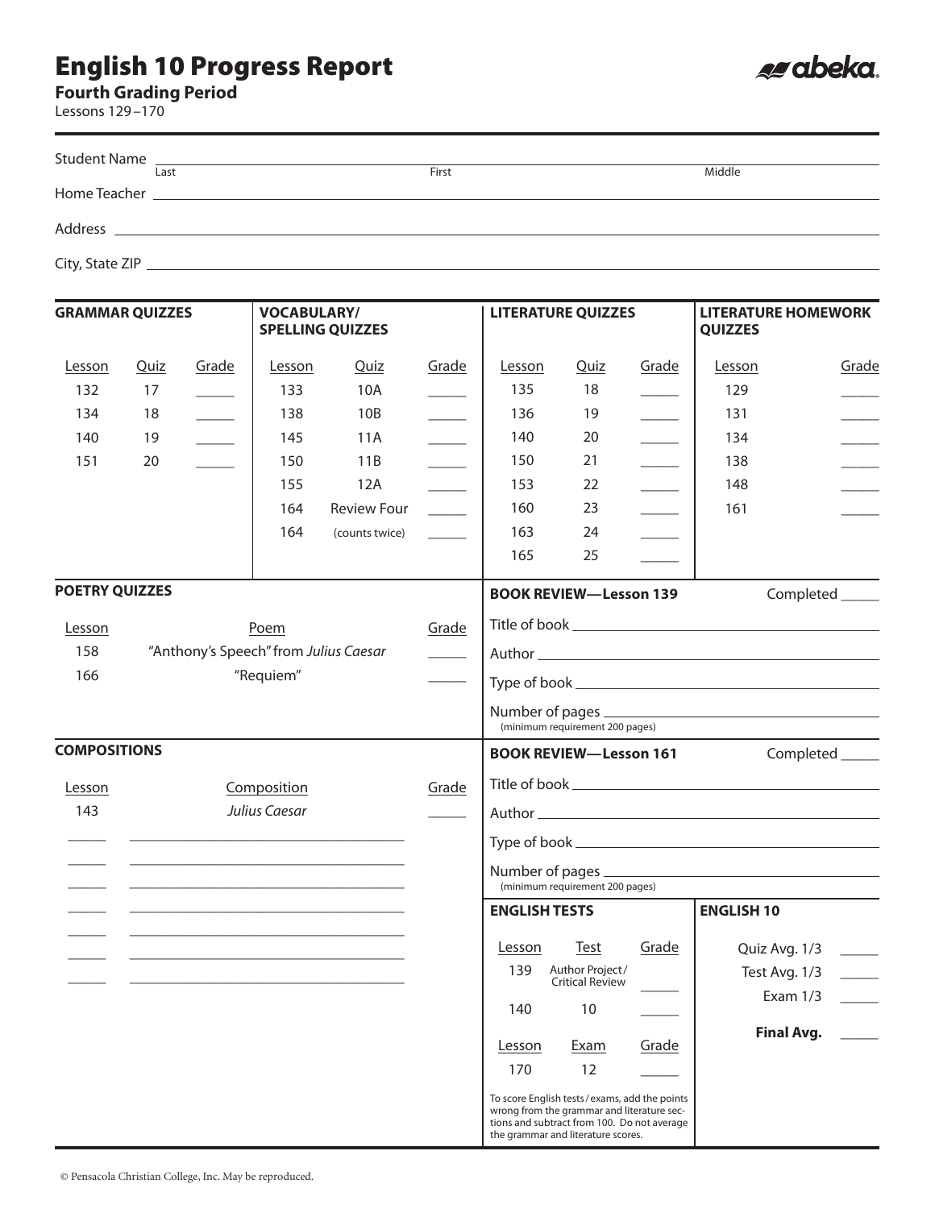# English 10 Progress Report

**Fourth Grading Period**

Lessons 129–170

abeka

Student Name ______________________________
Last ______ First ______ Middle ______

Home Teacher ______________________________

Address ______________________________

City, State ZIP ______________________________

### GRAMMAR QUIZZES

| Lesson | Quiz | Grade |
|---|---|---|
| 132 | 17 | _____ |
| 134 | 18 | _____ |
| 140 | 19 | _____ |
| 151 | 20 | _____ |

### VOCABULARY/SPELLING QUIZZES

| Lesson | Quiz | Grade |
|---|---|---|
| 133 | 10A | _____ |
| 138 | 10B | _____ |
| 145 | 11A | _____ |
| 150 | 11B | _____ |
| 155 | 12A | _____ |
| 164 | Review Four | _____ |
| 164 | (counts twice) | _____ |

### LITERATURE QUIZZES

| Lesson | Quiz | Grade |
|---|---|---|
| 135 | 18 | _____ |
| 136 | 19 | _____ |
| 140 | 20 | _____ |
| 150 | 21 | _____ |
| 153 | 22 | _____ |
| 160 | 23 | _____ |
| 163 | 24 | _____ |
| 165 | 25 | _____ |

### LITERATURE HOMEWORK QUIZZES

| Lesson | Grade |
|---|---|
| 129 | _____ |
| 131 | _____ |
| 134 | _____ |
| 138 | _____ |
| 148 | _____ |
| 161 | _____ |

### POETRY QUIZZES

| Lesson | Poem | Grade |
|---|---|---|
| 158 | "Anthony's Speech" from *Julius Caesar* | _____ |
| 166 | "Requiem" | _____ |

### COMPOSITIONS

| Lesson | Composition | Grade |
|---|---|---|
| 143 | *Julius Caesar* | _____ |
| _____ | ______________________________ | |
| _____ | ______________________________ | |
| _____ | ______________________________ | |
| _____ | ______________________________ | |
| _____ | ______________________________ | |
| _____ | ______________________________ | |
| _____ | ______________________________ | |

### BOOK REVIEW—Lesson 139

Completed _____

Title of book ______________________________

Author ______________________________

Type of book ______________________________

Number of pages ______________________________
(minimum requirement 200 pages)

### BOOK REVIEW—Lesson 161

Completed _____

Title of book ______________________________

Author ______________________________

Type of book ______________________________

Number of pages ______________________________
(minimum requirement 200 pages)

### ENGLISH TESTS

| Lesson | Test | Grade |
|---|---|---|
| 139 | Author Project/Critical Review | _____ |
| 140 | 10 | _____ |

| Lesson | Exam | Grade |
|---|---|---|
| 170 | 12 | _____ |

To score English tests/exams, add the points wrong from the grammar and literature sections and subtract from 100. Do not average the grammar and literature scores.

### ENGLISH 10

| | |
|---|---|
| Quiz Avg. 1/3 | _____ |
| Test Avg. 1/3 | _____ |
| Exam 1/3 | _____ |
| **Final Avg.** | _____ |

© Pensacola Christian College, Inc. May be reproduced.